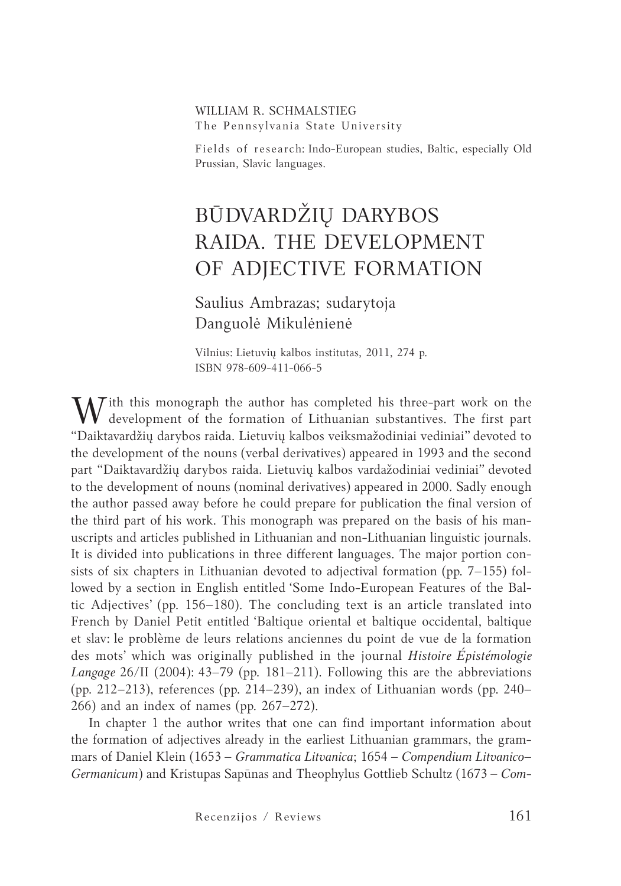WILLIAM R. SCHMALSTIEG
The Pennsylvania State University

Fields of research: Indo-European studies, Baltic, especially Old Prussian, Slavic languages.

# BŪDVARDŽIŲ DARYBOS RAIDA. THE DEVELOPMENT OF ADJECTIVE FORMATION

Saulius Ambrazas; sudarytoja Danguolė Mikulėnienė

Vilnius: Lietuvių kalbos institutas, 2011, 274 p.
ISBN 978-609-411-066-5

With this monograph the author has completed his three-part work on the development of the formation of Lithuanian substantives. The first part "Daiktavardžių darybos raida. Lietuvių kalbos veiksmažodiniai vediniai" devoted to the development of the nouns (verbal derivatives) appeared in 1993 and the second part "Daiktavardžių darybos raida. Lietuvių kalbos vardažodiniai vediniai" devoted to the development of nouns (nominal derivatives) appeared in 2000. Sadly enough the author passed away before he could prepare for publication the final version of the third part of his work. This monograph was prepared on the basis of his manuscripts and articles published in Lithuanian and non-Lithuanian linguistic journals. It is divided into publications in three different languages. The major portion consists of six chapters in Lithuanian devoted to adjectival formation (pp. 7–155) followed by a section in English entitled 'Some Indo-European Features of the Baltic Adjectives' (pp. 156–180). The concluding text is an article translated into French by Daniel Petit entitled 'Baltique oriental et baltique occidental, baltique et slav: le problème de leurs relations anciennes du point de vue de la formation des mots' which was originally published in the journal *Histoire Épistémologie Langage* 26/II (2004): 43–79 (pp. 181–211). Following this are the abbreviations (pp. 212–213), references (pp. 214–239), an index of Lithuanian words (pp. 240–266) and an index of names (pp. 267–272).

In chapter 1 the author writes that one can find important information about the formation of adjectives already in the earliest Lithuanian grammars, the grammars of Daniel Klein (1653 – *Grammatica Litvanica*; 1654 – *Compendium Litvanico–Germanicum*) and Kristupas Sapūnas and Theophylus Gottlieb Schultz (1673 – *Com-*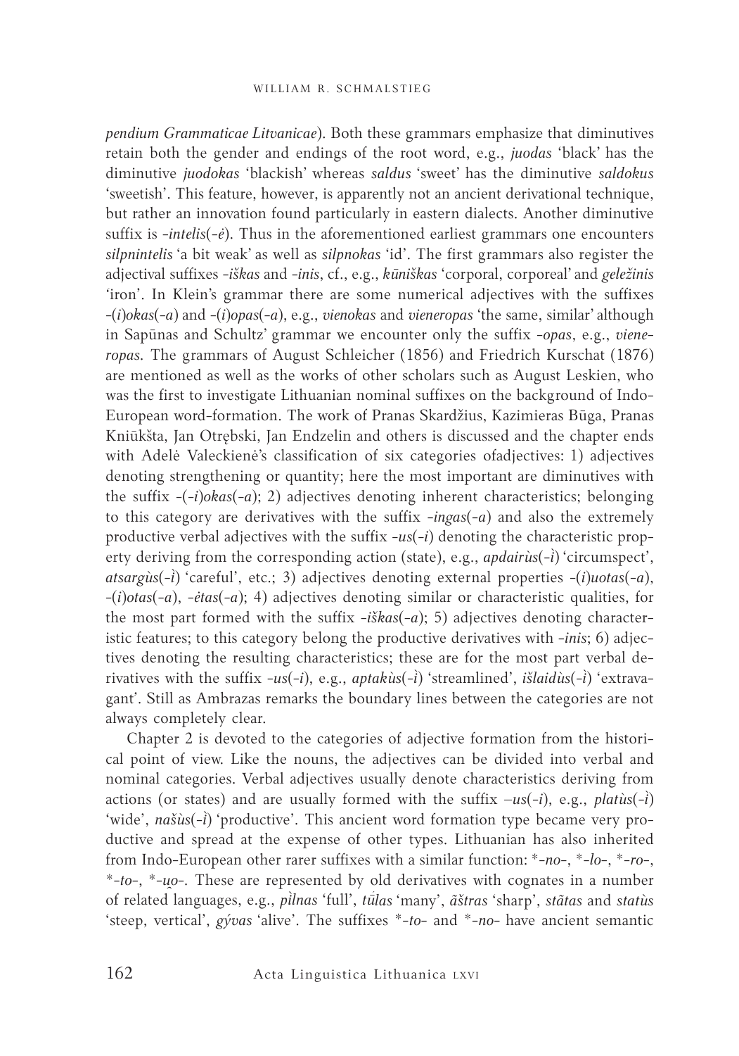*pendium Grammaticae Litvanicae*). Both these grammars emphasize that diminutives retain both the gender and endings of the root word, e.g., *juodas* 'black' has the diminutive *juodokas* 'blackish' whereas *saldus* 'sweet' has the diminutive *saldokus* 'sweetish'. This feature, however, is apparently not an ancient derivational technique, but rather an innovation found particularly in eastern dialects. Another diminutive suffix is *-intelis*(*-ė*). Thus in the aforementioned earliest grammars one encounters *silpnintelis* 'a bit weak' as well as *silpnokas* 'id'. The first grammars also register the adjectival suffixes *-iškas* and *-inis*, cf., e.g., *kūniškas* 'corporal, corporeal' and *geležinis* 'iron'. In Klein's grammar there are some numerical adjectives with the suffixes *-*(*i*)*okas*(*-a*) and *-*(*i*)*opas*(*-a*), e.g., *vienokas* and *vieneropas* 'the same, similar' although in Sapūnas and Schultz' grammar we encounter only the suffix *-opas*, e.g., *vieneropas*. The grammars of August Schleicher (1856) and Friedrich Kurschat (1876) are mentioned as well as the works of other scholars such as August Leskien, who was the first to investigate Lithuanian nominal suffixes on the background of Indo-European word-formation. The work of Pranas Skardžius, Kazimieras Būga, Pranas Kniūkšta, Jan Otrębski, Jan Endzelin and others is discussed and the chapter ends with Adelė Valeckienė's classification of six categories ofadjectives: 1) adjectives denoting strengthening or quantity; here the most important are diminutives with the suffix *-*(*-i*)*okas*(*-a*); 2) adjectives denoting inherent characteristics; belonging to this category are derivatives with the suffix *-ingas*(*-a*) and also the extremely productive verbal adjectives with the suffix *-us*(*-i*) denoting the characteristic property deriving from the corresponding action (state), e.g., *apdairùs*(*-ì*) 'circumspect', *atsargùs*(*-ì*) 'careful', etc.; 3) adjectives denoting external properties *-*(*i*)*uotas*(*-a*), *-*(*i*)*otas*(*-a*), *-ėtas*(*-a*); 4) adjectives denoting similar or characteristic qualities, for the most part formed with the suffix *-iškas*(*-a*); 5) adjectives denoting characteristic features; to this category belong the productive derivatives with *-inis*; 6) adjectives denoting the resulting characteristics; these are for the most part verbal derivatives with the suffix *-us*(*-i*), e.g., *aptakùs*(*-ì*) 'streamlined', *išlaidùs*(*-ì*) 'extravagant'. Still as Ambrazas remarks the boundary lines between the categories are not always completely clear.

Chapter 2 is devoted to the categories of adjective formation from the historical point of view. Like the nouns, the adjectives can be divided into verbal and nominal categories. Verbal adjectives usually denote characteristics deriving from actions (or states) and are usually formed with the suffix *–us*(*-i*), e.g., *platùs*(*-ì*) 'wide', *našùs*(*-ì*) 'productive'. This ancient word formation type became very productive and spread at the expense of other types. Lithuanian has also inherited from Indo-European other rarer suffixes with a similar function: \*-*no*-, \*-*lo*-, \*-*ro*-, \*-*to*-, \*-*u̯o*-. These are represented by old derivatives with cognates in a number of related languages, e.g., *pìlnas* 'full', *tū́las* 'many', *ãštras* 'sharp', *stãtas* and *statùs* 'steep, vertical', *gývas* 'alive'. The suffixes \*-*to*- and \*-*no*- have ancient semantic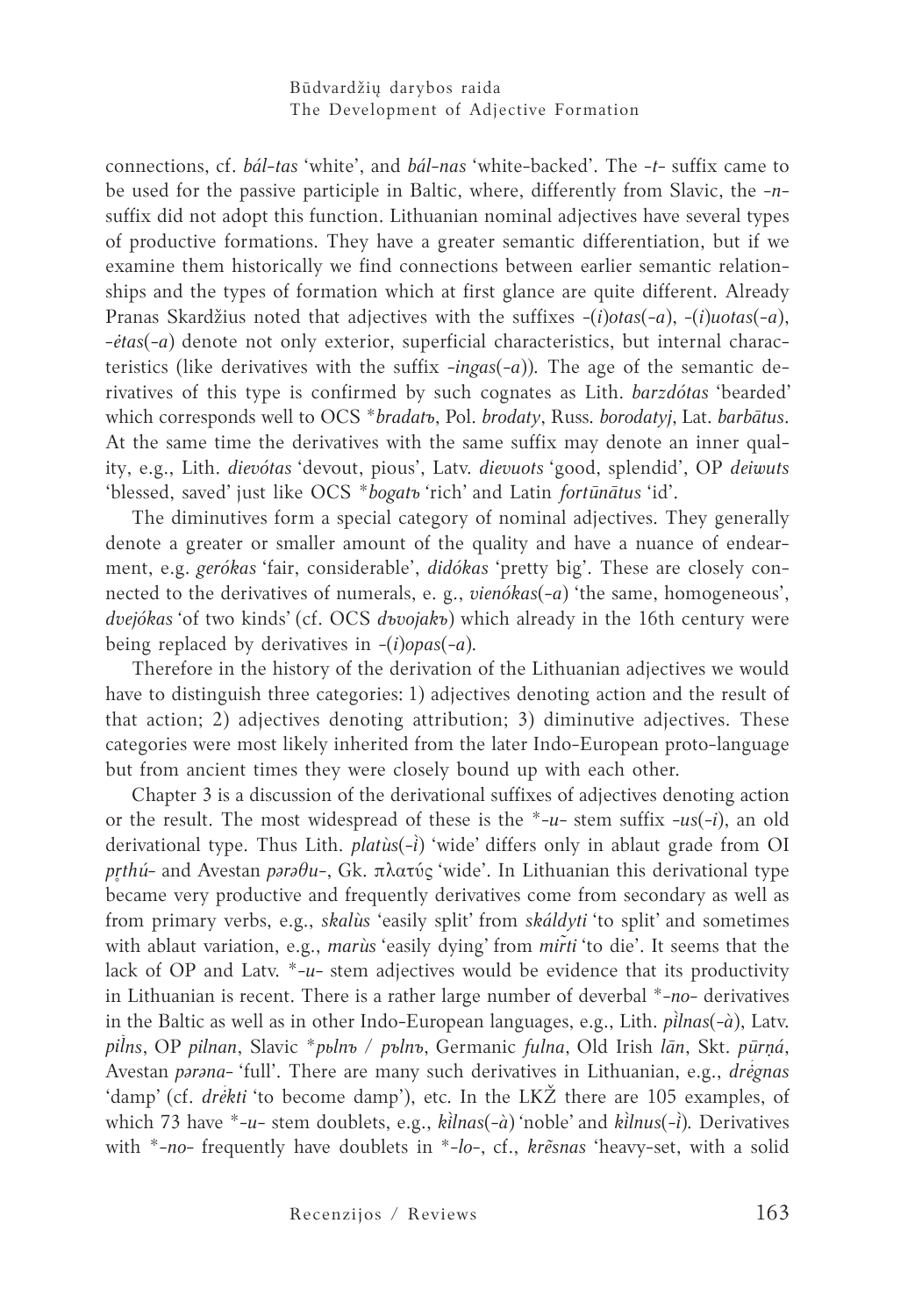connections, cf. *bál-tas* 'white', and *bál-nas* 'white-backed'. The *-t-* suffix came to be used for the passive participle in Baltic, where, differently from Slavic, the *-n-* suffix did not adopt this function. Lithuanian nominal adjectives have several types of productive formations. They have a greater semantic differentiation, but if we examine them historically we find connections between earlier semantic relationships and the types of formation which at first glance are quite different. Already Pranas Skardžius noted that adjectives with the suffixes *-(i)otas(-a)*, *-(i)uotas(-a)*, *-ėtas(-a)* denote not only exterior, superficial characteristics, but internal characteristics (like derivatives with the suffix *-ingas(-a)*). The age of the semantic derivatives of this type is confirmed by such cognates as Lith. *barzdótas* 'bearded' which corresponds well to OCS *\*bradatъ*, Pol. *brodaty*, Russ. *borodatyj*, Lat. *barbātus*. At the same time the derivatives with the same suffix may denote an inner quality, e.g., Lith. *dievótas* 'devout, pious', Latv. *dievuots* 'good, splendid', OP *deiwuts* 'blessed, saved' just like OCS *\*bogatъ* 'rich' and Latin *fortūnātus* 'id'.

The diminutives form a special category of nominal adjectives. They generally denote a greater or smaller amount of the quality and have a nuance of endearment, e.g. *gerókas* 'fair, considerable', *didókas* 'pretty big'. These are closely connected to the derivatives of numerals, e. g., *vienókas(-a)* 'the same, homogeneous', *dvejókas* 'of two kinds' (cf. OCS *dъvojakъ*) which already in the 16th century were being replaced by derivatives in *-(i)opas(-a)*.

Therefore in the history of the derivation of the Lithuanian adjectives we would have to distinguish three categories: 1) adjectives denoting action and the result of that action; 2) adjectives denoting attribution; 3) diminutive adjectives. These categories were most likely inherited from the later Indo-European proto-language but from ancient times they were closely bound up with each other.

Chapter 3 is a discussion of the derivational suffixes of adjectives denoting action or the result. The most widespread of these is the *\*-u-* stem suffix *-us(-i)*, an old derivational type. Thus Lith. *platùs(-ì)* 'wide' differs only in ablaut grade from OI *pṛthú-* and Avestan *pərəθu-*, Gk. πλατύς 'wide'. In Lithuanian this derivational type became very productive and frequently derivatives come from secondary as well as from primary verbs, e.g., *skalùs* 'easily split' from *skáldyti* 'to split' and sometimes with ablaut variation, e.g., *marùs* 'easily dying' from *mir̃ti* 'to die'. It seems that the lack of OP and Latv. *\*-u-* stem adjectives would be evidence that its productivity in Lithuanian is recent. There is a rather large number of deverbal *\*-no-* derivatives in the Baltic as well as in other Indo-European languages, e.g., Lith. *pìlnas(-à)*, Latv. *pil̃ns*, OP *pilnan*, Slavic *\*pьlnъ / pъlnъ*, Germanic *fulna*, Old Irish *lān*, Skt. *pūrṇá*, Avestan *pərəna-* 'full'. There are many such derivatives in Lithuanian, e.g., *drė́gnas* 'damp' (cf. *drė́kti* 'to become damp'), etc. In the LKŽ there are 105 examples, of which 73 have *\*-u-* stem doublets, e.g., *kìlnas(-à)* 'noble' and *kìlnus(-ì)*. Derivatives with *\*-no-* frequently have doublets in *\*-lo-*, cf., *krẽsnas* 'heavy-set, with a solid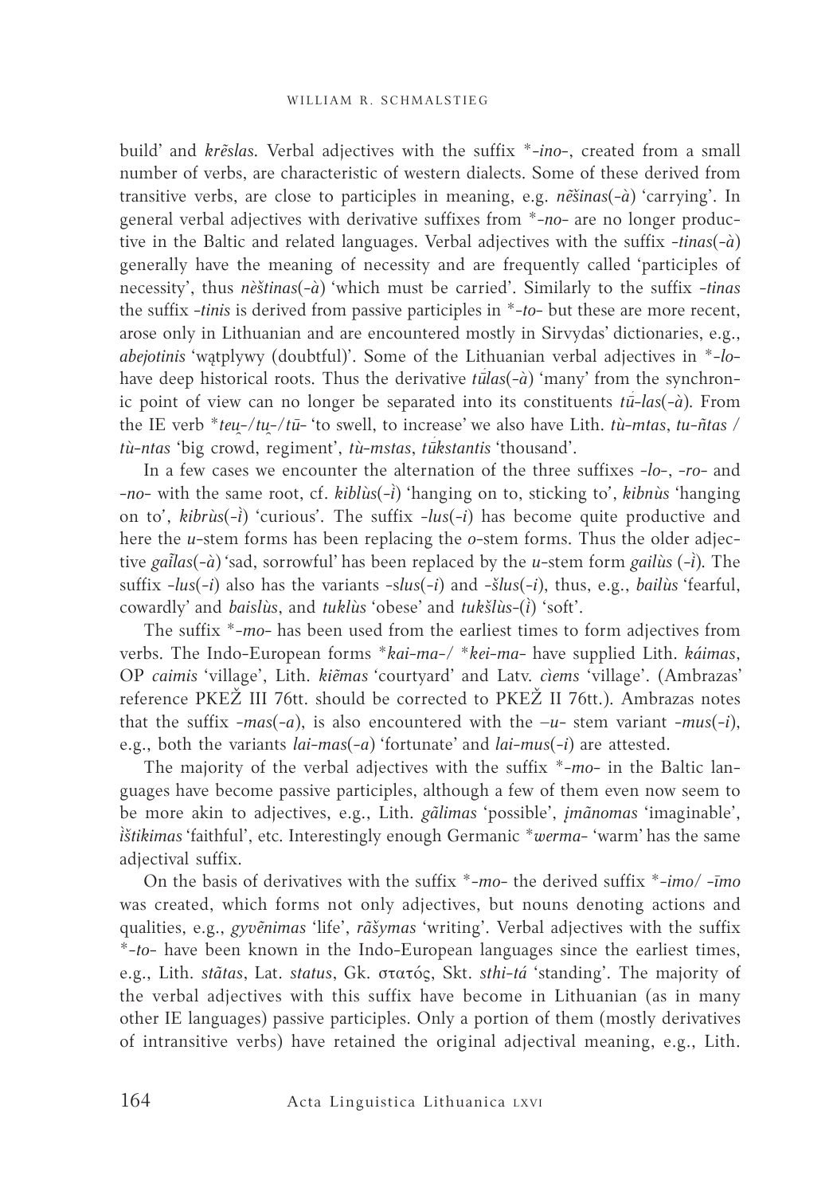build' and *krẽslas*. Verbal adjectives with the suffix *\*-ino-*, created from a small number of verbs, are characteristic of western dialects. Some of these derived from transitive verbs, are close to participles in meaning, e.g. *nẽšinas*(*-à*) 'carrying'. In general verbal adjectives with derivative suffixes from *\*-no-* are no longer productive in the Baltic and related languages. Verbal adjectives with the suffix *-tinas*(*-à*) generally have the meaning of necessity and are frequently called 'participles of necessity', thus *nèštinas*(*-à*) 'which must be carried'. Similarly to the suffix *-tinas* the suffix *-tinis* is derived from passive participles in *\*-to-* but these are more recent, arose only in Lithuanian and are encountered mostly in Sirvydas' dictionaries, e.g., *abejotinis* 'wątplywy (doubtful)'. Some of the Lithuanian verbal adjectives in *\*-lo-* have deep historical roots. Thus the derivative *tū́las*(*-à*) 'many' from the synchronic point of view can no longer be separated into its constituents *tū́-las*(*-à*). From the IE verb *\*teu̯-/tu̯-/tū-* 'to swell, to increase' we also have Lith. *tù-mtas*, *tu-ñtas* / *tù-ntas* 'big crowd, regiment', *tù-mstas*, *tū́kstantis* 'thousand'.

In a few cases we encounter the alternation of the three suffixes *-lo-*, *-ro-* and *-no-* with the same root, cf. *kiblùs*(*-ì*) 'hanging on to, sticking to', *kibnùs* 'hanging on to', *kibrùs*(*-ì*) 'curious'. The suffix *-lus*(*-i*) has become quite productive and here the *u*-stem forms has been replacing the *o*-stem forms. Thus the older adjective *gaĩlas*(*-à*) 'sad, sorrowful' has been replaced by the *u*-stem form *gailùs* (*-ì*). The suffix *-lus*(*-i*) also has the variants *-slus*(*-i*) and *-šlus*(*-i*), thus, e.g., *bailùs* 'fearful, cowardly' and *baislùs*, and *tuklùs* 'obese' and *tukšlùs*-(*ì*) 'soft'.

The suffix *\*-mo-* has been used from the earliest times to form adjectives from verbs. The Indo-European forms *\*kai-ma-*/ *\*kei-ma-* have supplied Lith. *káimas*, OP *caimis* 'village', Lith. *kiẽmas* 'courtyard' and Latv. *cìems* 'village'. (Ambrazas' reference PKEŽ III 76tt. should be corrected to PKEŽ II 76tt.). Ambrazas notes that the suffix *-mas*(*-a*), is also encountered with the *–u-* stem variant *-mus*(*-i*), e.g., both the variants *lai-mas*(*-a*) 'fortunate' and *lai-mus*(*-i*) are attested.

The majority of the verbal adjectives with the suffix *\*-mo-* in the Baltic languages have become passive participles, although a few of them even now seem to be more akin to adjectives, e.g., Lith. *gãlimas* 'possible', *į̃mãnomas* 'imaginable', *ìštikimas* 'faithful', etc. Interestingly enough Germanic *\*werma-* 'warm' has the same adjectival suffix.

On the basis of derivatives with the suffix *\*-mo-* the derived suffix *\*-imo*/ *-īmo* was created, which forms not only adjectives, but nouns denoting actions and qualities, e.g., *gyvẽnimas* 'life', *rãšymas* 'writing'. Verbal adjectives with the suffix *\*-to-* have been known in the Indo-European languages since the earliest times, e.g., Lith. *stãtas*, Lat. *status*, Gk. στατός, Skt. *sthi-tá* 'standing'. The majority of the verbal adjectives with this suffix have become in Lithuanian (as in many other IE languages) passive participles. Only a portion of them (mostly derivatives of intransitive verbs) have retained the original adjectival meaning, e.g., Lith.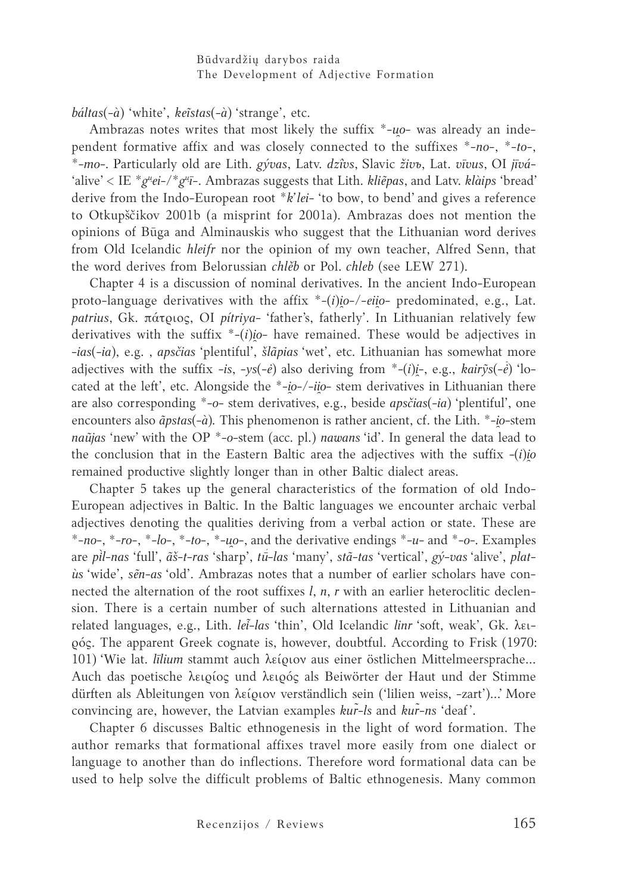*báltas*(*-à*) 'white', *keĩstas*(*-à*) 'strange', etc.

Ambrazas notes writes that most likely the suffix *-*u̯o*- was already an independent formative affix and was closely connected to the suffixes *-*no*-, *-*to*-, *-*mo*-. Particularly old are Lith. *gývas*, Latv. *dzîvs*, Slavic *živъ*, Lat. *vīvus*, OI *jīvá-* 'alive' < IE *$g^{u}$*ei*-/*$g^{u}$*ī*-. Ambrazas suggests that Lith. *kliẽpas*, and Latv. *klàips* 'bread' derive from the Indo-European root *$k$'*lei*- 'to bow, to bend' and gives a reference to Otkupščikov 2001b (a misprint for 2001a). Ambrazas does not mention the opinions of Būga and Alminauskis who suggest that the Lithuanian word derives from Old Icelandic *hleifr* nor the opinion of my own teacher, Alfred Senn, that the word derives from Belorussian *chlěb* or Pol. *chleb* (see LEW 271).

Chapter 4 is a discussion of nominal derivatives. In the ancient Indo-European proto-language derivatives with the affix *-(*i*)*i̯o*-/-*eii̯o*- predominated, e.g., Lat. *patrius*, Gk. πάτριος, OI *pítriya-* 'father's, fatherly'. In Lithuanian relatively few derivatives with the suffix *-(*i*)*i̯o*- have remained. These would be adjectives in *-ias*(*-ia*), e.g. , *apsčias* 'plentiful', *šlãpias* 'wet', etc. Lithuanian has somewhat more adjectives with the suffix *-is*, *-ys*(*-ė*) also deriving from *-(*i*)*i̯*-, e.g., *kairỹs*(*-ė̃*) 'located at the left', etc. Alongside the *-*i̯o*-/-*ii̯o*- stem derivatives in Lithuanian there are also corresponding *-*o*- stem derivatives, e.g., beside *apsčias*(*-ia*) 'plentiful', one encounters also *ãpstas*(*-à*). This phenomenon is rather ancient, cf. the Lith. *-*i̯o*-stem *naũjas* 'new' with the OP *-*o*-stem (acc. pl.) *nawans* 'id'. In general the data lead to the conclusion that in the Eastern Baltic area the adjectives with the suffix -(*i*)*i̯o* remained productive slightly longer than in other Baltic dialect areas.

Chapter 5 takes up the general characteristics of the formation of old Indo-European adjectives in Baltic. In the Baltic languages we encounter archaic verbal adjectives denoting the qualities deriving from a verbal action or state. These are *-*no*-, *-*ro*-, *-*lo*-, *-*to*-, *-*u̯o*-, and the derivative endings *-*u*- and *-*o*-. Examples are *pìl-nas* 'full', *ãš-t-ras* 'sharp', *tū́-las* 'many', *stã-tas* 'vertical', *gý-vas* 'alive', *plat-ùs* 'wide', *sẽn-as* 'old'. Ambrazas notes that a number of earlier scholars have connected the alternation of the root suffixes *l*, *n*, *r* with an earlier heteroclitic declension. There is a certain number of such alternations attested in Lithuanian and related languages, e.g., Lith. *leĩ-las* 'thin', Old Icelandic *linr* 'soft, weak', Gk. λειρός. The apparent Greek cognate is, however, doubtful. According to Frisk (1970: 101) 'Wie lat. *līlium* stammt auch λείριον aus einer östlichen Mittelmeersprache... Auch das poetische λειρίος und λειρός als Beiwörter der Haut und der Stimme dürften als Ableitungen von λείριον verständlich sein ('lilien weiss, -zart')...' More convincing are, however, the Latvian examples *kur̃-ls* and *kur̃-ns* 'deaf'.

Chapter 6 discusses Baltic ethnogenesis in the light of word formation. The author remarks that formational affixes travel more easily from one dialect or language to another than do inflections. Therefore word formational data can be used to help solve the difficult problems of Baltic ethnogenesis. Many common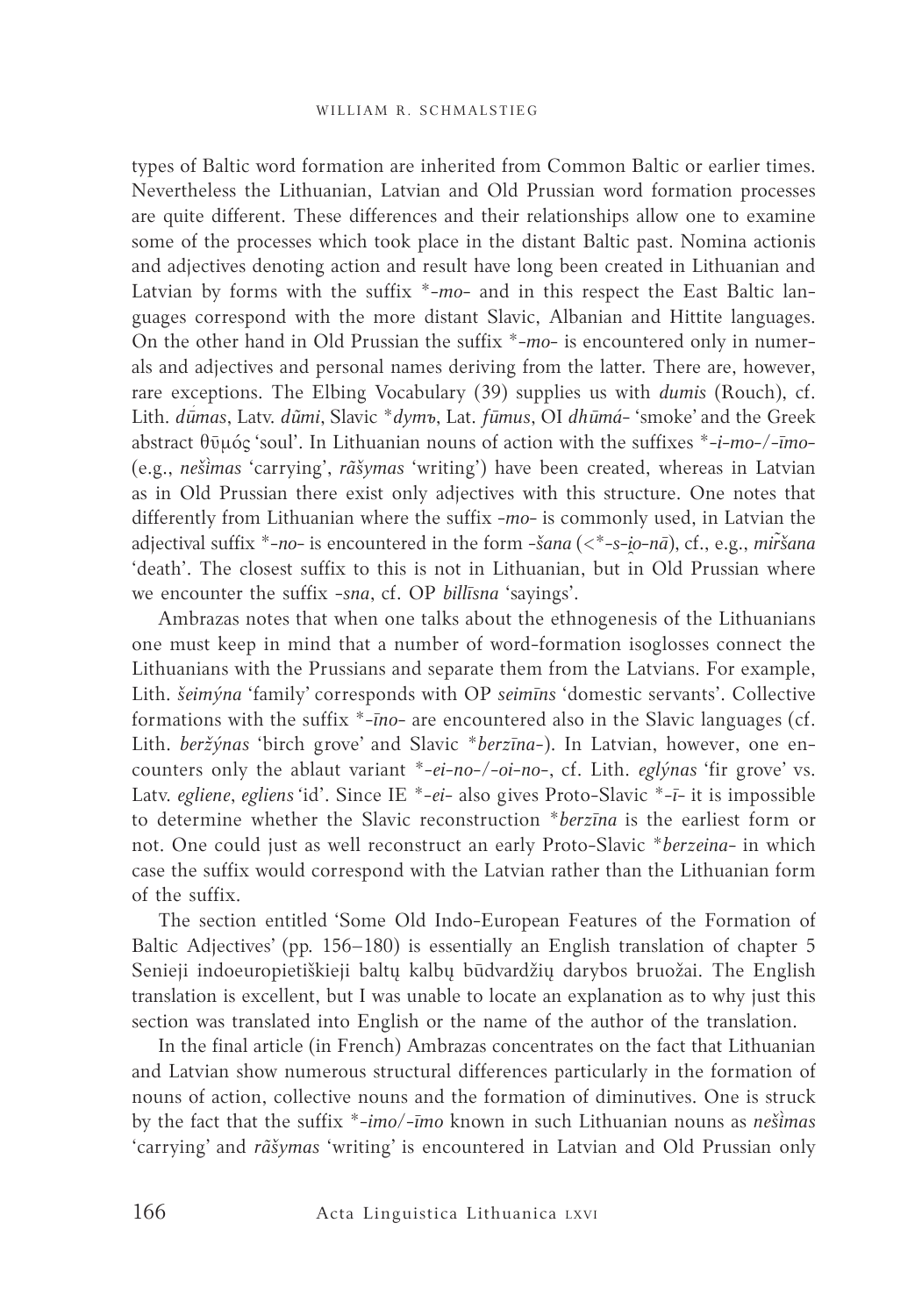types of Baltic word formation are inherited from Common Baltic or earlier times. Nevertheless the Lithuanian, Latvian and Old Prussian word formation processes are quite different. These differences and their relationships allow one to examine some of the processes which took place in the distant Baltic past. Nomina actionis and adjectives denoting action and result have long been created in Lithuanian and Latvian by forms with the suffix *\*-mo-* and in this respect the East Baltic languages correspond with the more distant Slavic, Albanian and Hittite languages. On the other hand in Old Prussian the suffix *\*-mo-* is encountered only in numerals and adjectives and personal names deriving from the latter. There are, however, rare exceptions. The Elbing Vocabulary (39) supplies us with *dumis* (Rouch), cf. Lith. *dū́mas*, Latv. *dũmi*, Slavic *\*dymъ*, Lat. *fūmus*, OI *dhūmá-* 'smoke' and the Greek abstract θῡμός 'soul'. In Lithuanian nouns of action with the suffixes *\*-i-mo-/-īmo-* (e.g., *nešìmas* 'carrying', *rãšymas* 'writing') have been created, whereas in Latvian as in Old Prussian there exist only adjectives with this structure. One notes that differently from Lithuanian where the suffix *-mo-* is commonly used, in Latvian the adjectival suffix *\*-no-* is encountered in the form *-šana* (<*\*-s-i̯o-nā*), cf., e.g., *mir̃šana* 'death'. The closest suffix to this is not in Lithuanian, but in Old Prussian where we encounter the suffix *-sna*, cf. OP *billīsna* 'sayings'.

Ambrazas notes that when one talks about the ethnogenesis of the Lithuanians one must keep in mind that a number of word-formation isoglosses connect the Lithuanians with the Prussians and separate them from the Latvians. For example, Lith. *šeimýna* 'family' corresponds with OP *seimīns* 'domestic servants'. Collective formations with the suffix *\*-īno-* are encountered also in the Slavic languages (cf. Lith. *beržýnas* 'birch grove' and Slavic *\*berzīna-*). In Latvian, however, one encounters only the ablaut variant *\*-ei-no-/-oi-no-*, cf. Lith. *eglýnas* 'fir grove' vs. Latv. *egliene*, *egliens* 'id'. Since IE *\*-ei-* also gives Proto-Slavic *\*-ī-* it is impossible to determine whether the Slavic reconstruction *\*berzīna* is the earliest form or not. One could just as well reconstruct an early Proto-Slavic *\*berzeina-* in which case the suffix would correspond with the Latvian rather than the Lithuanian form of the suffix.

The section entitled 'Some Old Indo-European Features of the Formation of Baltic Adjectives' (pp. 156–180) is essentially an English translation of chapter 5 Senieji indoeuropietiškieji baltų kalbų būdvardžių darybos bruožai. The English translation is excellent, but I was unable to locate an explanation as to why just this section was translated into English or the name of the author of the translation.

In the final article (in French) Ambrazas concentrates on the fact that Lithuanian and Latvian show numerous structural differences particularly in the formation of nouns of action, collective nouns and the formation of diminutives. One is struck by the fact that the suffix *\*-imo/-īmo* known in such Lithuanian nouns as *nešìmas* 'carrying' and *rãšymas* 'writing' is encountered in Latvian and Old Prussian only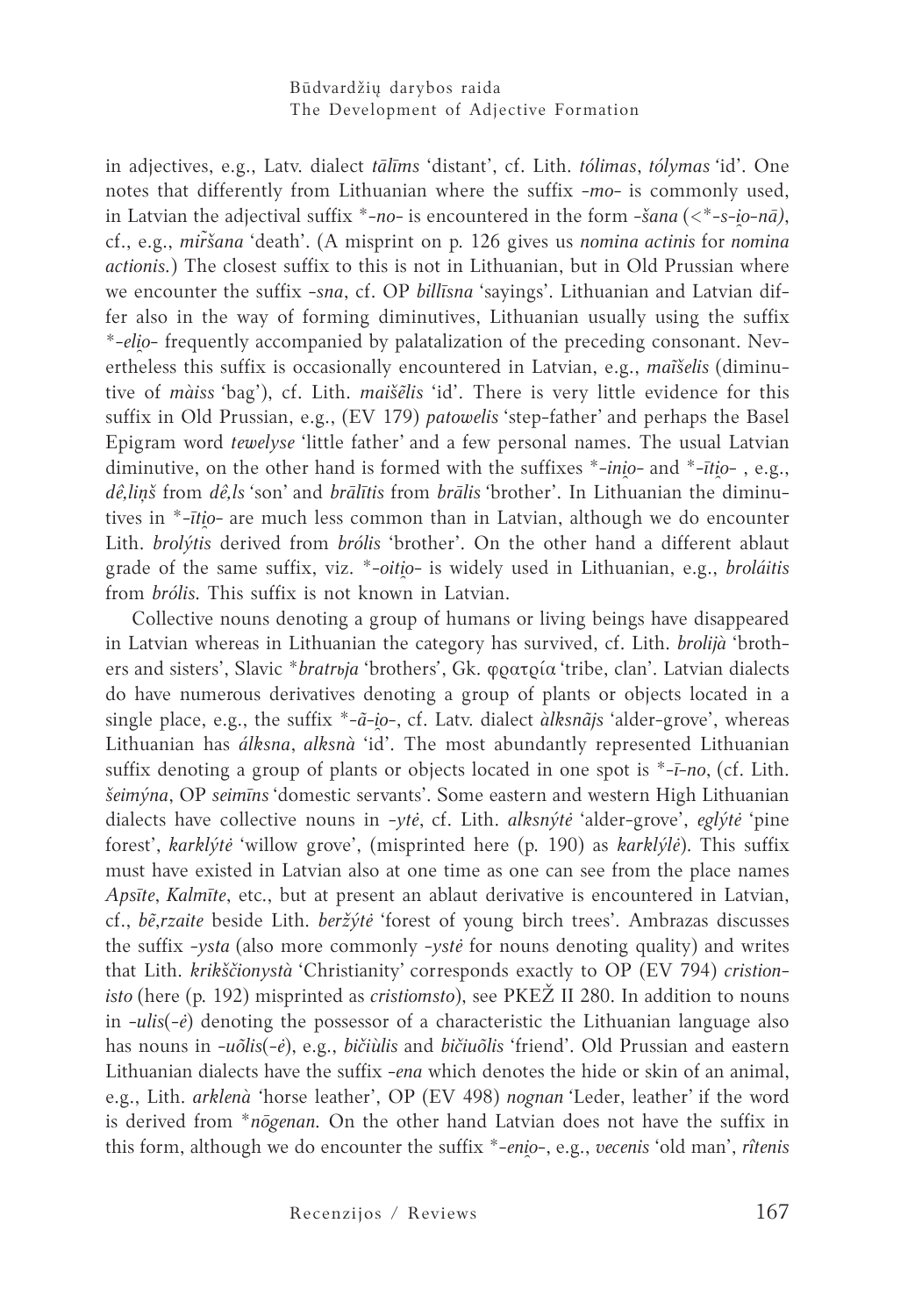in adjectives, e.g., Latv. dialect *tālīms* 'distant', cf. Lith. *tólimas*, *tólymas* 'id'. One notes that differently from Lithuanian where the suffix *-mo-* is commonly used, in Latvian the adjectival suffix *\*-no-* is encountered in the form *-šana* (<\**-s-i̯o-nā)*, cf., e.g., *mir̃šana* 'death'. (A misprint on p. 126 gives us *nomina actinis* for *nomina actionis*.) The closest suffix to this is not in Lithuanian, but in Old Prussian where we encounter the suffix *-sna*, cf. OP *billīsna* 'sayings'. Lithuanian and Latvian differ also in the way of forming diminutives, Lithuanian usually using the suffix *\*-eli̯o-* frequently accompanied by palatalization of the preceding consonant. Nevertheless this suffix is occasionally encountered in Latvian, e.g., *maĩšelis* (diminutive of *màiss* 'bag'), cf. Lith. *maišẽlis* 'id'. There is very little evidence for this suffix in Old Prussian, e.g., (EV 179) *patowelis* 'step-father' and perhaps the Basel Epigram word *tewelyse* 'little father' and a few personal names. The usual Latvian diminutive, on the other hand is formed with the suffixes *\*-ini̯o-* and *\*-īti̯o-* , e.g., *dê,liņš* from *dê,ls* 'son' and *brālītis* from *brālis* 'brother'. In Lithuanian the diminutives in *\*-īti̯o-* are much less common than in Latvian, although we do encounter Lith. *brolýtis* derived from *brólis* 'brother'. On the other hand a different ablaut grade of the same suffix, viz. *\*-oiti̯o-* is widely used in Lithuanian, e.g., *broláitis* from *brólis*. This suffix is not known in Latvian.

Collective nouns denoting a group of humans or living beings have disappeared in Latvian whereas in Lithuanian the category has survived, cf. Lith. *brolijà* 'brothers and sisters', Slavic *\*bratrьja* 'brothers', Gk. φρατρία 'tribe, clan'. Latvian dialects do have numerous derivatives denoting a group of plants or objects located in a single place, e.g., the suffix *\*-ã-i̯o-*, cf. Latv. dialect *àlksnãjs* 'alder-grove', whereas Lithuanian has *álksna*, *alksnà* 'id'. The most abundantly represented Lithuanian suffix denoting a group of plants or objects located in one spot is *\*-ī-no*, (cf. Lith. *šeimýna*, OP *seimīns* 'domestic servants'. Some eastern and western High Lithuanian dialects have collective nouns in *-ytė*, cf. Lith. *alksnýtė* 'alder-grove', *eglýtė* 'pine forest', *karklýtė* 'willow grove', (misprinted here (p. 190) as *karklýlė*). This suffix must have existed in Latvian also at one time as one can see from the place names *Apsīte*, *Kalmīte*, etc., but at present an ablaut derivative is encountered in Latvian, cf., *bẽ,rzaite* beside Lith. *beržýtė* 'forest of young birch trees'. Ambrazas discusses the suffix *-ysta* (also more commonly *-ystė* for nouns denoting quality) and writes that Lith. *krikščionystà* 'Christianity' corresponds exactly to OP (EV 794) *cristionisto* (here (p. 192) misprinted as *cristiomsto*), see PKEŽ II 280. In addition to nouns in *-ulis*(*-ė*) denoting the possessor of a characteristic the Lithuanian language also has nouns in *-uõlis*(*-ė*), e.g., *bičiùlis* and *bičiuõlis* 'friend'. Old Prussian and eastern Lithuanian dialects have the suffix *-ena* which denotes the hide or skin of an animal, e.g., Lith. *arklenà* 'horse leather', OP (EV 498) *nognan* 'Leder, leather' if the word is derived from *\*nōgenan*. On the other hand Latvian does not have the suffix in this form, although we do encounter the suffix *\*-eni̯o-*, e.g., *vecenis* 'old man', *rîtenis*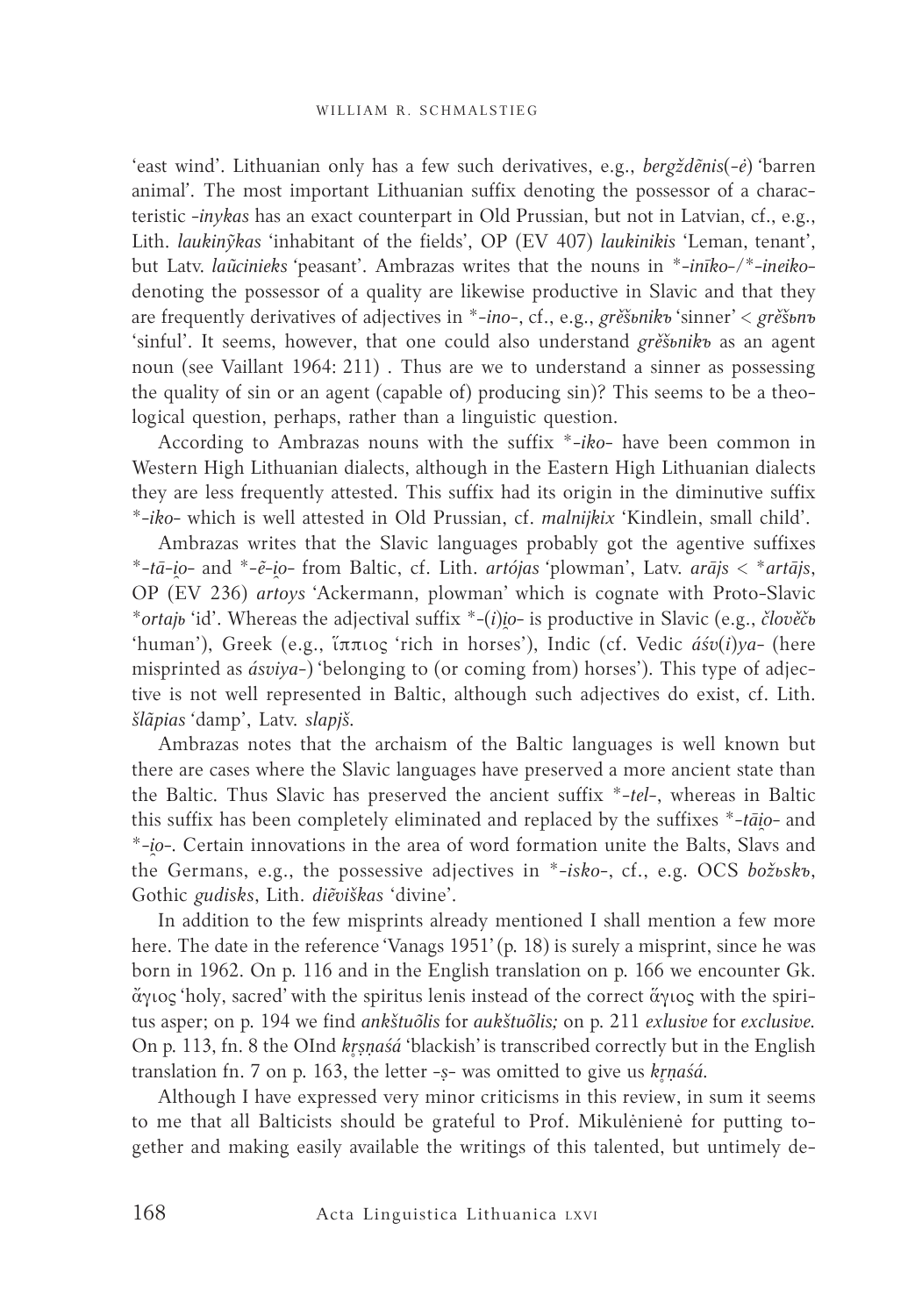'east wind'. Lithuanian only has a few such derivatives, e.g., *bergždẽnis*(*-ė*) 'barren animal'. The most important Lithuanian suffix denoting the possessor of a characteristic *-inykas* has an exact counterpart in Old Prussian, but not in Latvian, cf., e.g., Lith. *laukinỹkas* 'inhabitant of the fields', OP (EV 407) *laukinikis* 'Leman, tenant', but Latv. *laũcinieks* 'peasant'. Ambrazas writes that the nouns in *\*-inīko-/\*-ineiko-* denoting the possessor of a quality are likewise productive in Slavic and that they are frequently derivatives of adjectives in *\*-ino-*, cf., e.g., *grěšьnikъ* 'sinner' < *grěšьnъ* 'sinful'. It seems, however, that one could also understand *grěšьnikъ* as an agent noun (see Vaillant 1964: 211) . Thus are we to understand a sinner as possessing the quality of sin or an agent (capable of) producing sin)? This seems to be a theological question, perhaps, rather than a linguistic question.

According to Ambrazas nouns with the suffix *\*-iko-* have been common in Western High Lithuanian dialects, although in the Eastern High Lithuanian dialects they are less frequently attested. This suffix had its origin in the diminutive suffix *\*-iko-* which is well attested in Old Prussian, cf. *malnijkix* 'Kindlein, small child'.

Ambrazas writes that the Slavic languages probably got the agentive suffixes *\*-tā-i̯o-* and *\*-ē-i̯o-* from Baltic, cf. Lith. *artójas* 'plowman', Latv. *arājs* < *\*artājs*, OP (EV 236) *artoys* 'Ackermann, plowman' which is cognate with Proto-Slavic *\*ortajь* 'id'. Whereas the adjectival suffix *\*-(i)i̯o-* is productive in Slavic (e.g., *člověčь* 'human'), Greek (e.g., ἵππιος 'rich in horses'), Indic (cf. Vedic *áśv(i)ya-* (here misprinted as *ásviya-*) 'belonging to (or coming from) horses'). This type of adjective is not well represented in Baltic, although such adjectives do exist, cf. Lith. *šlãpias* 'damp', Latv. *slapjš*.

Ambrazas notes that the archaism of the Baltic languages is well known but there are cases where the Slavic languages have preserved a more ancient state than the Baltic. Thus Slavic has preserved the ancient suffix *\*-tel-*, whereas in Baltic this suffix has been completely eliminated and replaced by the suffixes *\*-tāi̯o-* and *\*-i̯o-*. Certain innovations in the area of word formation unite the Balts, Slavs and the Germans, e.g., the possessive adjectives in *\*-isko-*, cf., e.g. OCS *božьskъ*, Gothic *gudisks*, Lith. *diẽviškas* 'divine'.

In addition to the few misprints already mentioned I shall mention a few more here. The date in the reference 'Vanags 1951' (p. 18) is surely a misprint, since he was born in 1962. On p. 116 and in the English translation on p. 166 we encounter Gk. ἄγιος 'holy, sacred' with the spiritus lenis instead of the correct ἅγιος with the spiritus asper; on p. 194 we find *ankštuõlis* for *aukštuõlis;* on p. 211 *exlusive* for *exclusive*. On p. 113, fn. 8 the OInd *kr̥ṣṇaśá* 'blackish' is transcribed correctly but in the English translation fn. 7 on p. 163, the letter *-ṣ-* was omitted to give us *kr̥ṇaśá*.

Although I have expressed very minor criticisms in this review, in sum it seems to me that all Balticists should be grateful to Prof. Mikulėnienė for putting together and making easily available the writings of this talented, but untimely de-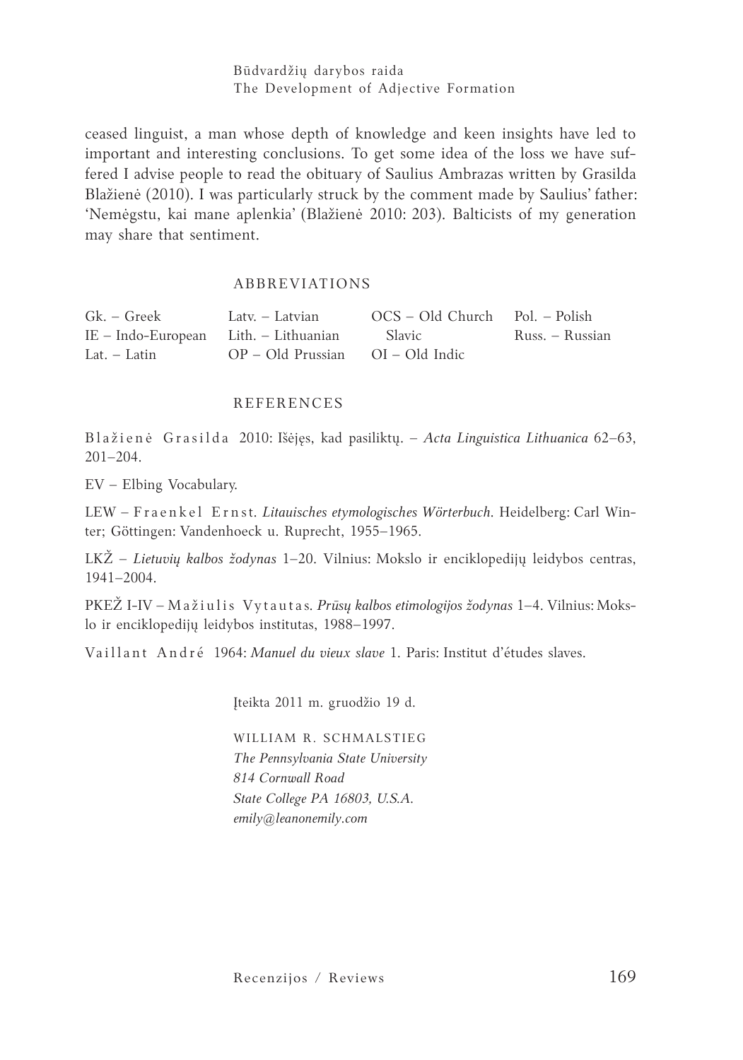ceased linguist, a man whose depth of knowledge and keen insights have led to important and interesting conclusions. To get some idea of the loss we have suffered I advise people to read the obituary of Saulius Ambrazas written by Grasilda Blažienė (2010). I was particularly struck by the comment made by Saulius' father: 'Nemėgstu, kai mane aplenkia' (Blažienė 2010: 203). Balticists of my generation may share that sentiment.

## ABBREVIATIONS

| | | | |
|---|---|---|---|
| Gk. – Greek | Latv. – Latvian | OCS – Old Church Slavic | Pol. – Polish |
| IE – Indo-European | Lith. – Lithuanian | OI – Old Indic | Russ. – Russian |
| Lat. – Latin | OP – Old Prussian | | |

## REFERENCES

Blažienė Grasilda 2010: Išėjęs, kad pasiliktų. – *Acta Linguistica Lithuanica* 62–63, 201–204.

EV – Elbing Vocabulary.

LEW – Fraenkel Ernst. *Litauisches etymologisches Wörterbuch*. Heidelberg: Carl Winter; Göttingen: Vandenhoeck u. Ruprecht, 1955–1965.

LKŽ – *Lietuvių kalbos žodynas* 1–20. Vilnius: Mokslo ir enciklopedijų leidybos centras, 1941–2004.

PKEŽ I-IV – Mažiulis Vytautas. *Prūsų kalbos etimologijos žodynas* 1–4. Vilnius: Mokslo ir enciklopedijų leidybos institutas, 1988–1997.

Vaillant André 1964: *Manuel du vieux slave* 1. Paris: Institut d'études slaves.

Įteikta 2011 m. gruodžio 19 d.

WILLIAM R. SCHMALSTIEG
*The Pennsylvania State University*
*814 Cornwall Road*
*State College PA 16803, U.S.A.*
*emily@leanonemily.com*